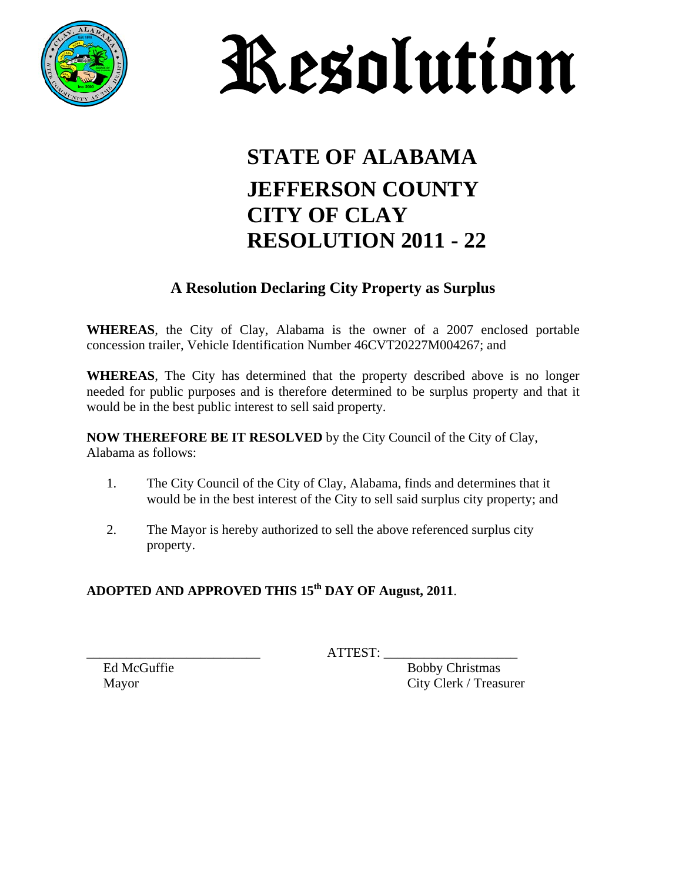# Resolution

## STATE OF ALABAMA
## JEFFERSON COUNTY
## CITY OF CLAY
## RESOLUTION 2011 - 22

### A Resolution Declaring City Property as Surplus

**WHEREAS**, the City of Clay, Alabama is the owner of a 2007 enclosed portable concession trailer, Vehicle Identification Number 46CVT20227M004267; and

**WHEREAS**, The City has determined that the property described above is no longer needed for public purposes and is therefore determined to be surplus property and that it would be in the best public interest to sell said property.

**NOW THEREFORE BE IT RESOLVED** by the City Council of the City of Clay, Alabama as follows:

1. The City Council of the City of Clay, Alabama, finds and determines that it would be in the best interest of the City to sell said surplus city property; and

2. The Mayor is hereby authorized to sell the above referenced surplus city property.

**ADOPTED AND APPROVED THIS 15th DAY OF August, 2011**.

_________________________ ATTEST: ____________________

Ed McGuffie
Mayor

Bobby Christmas
City Clerk / Treasurer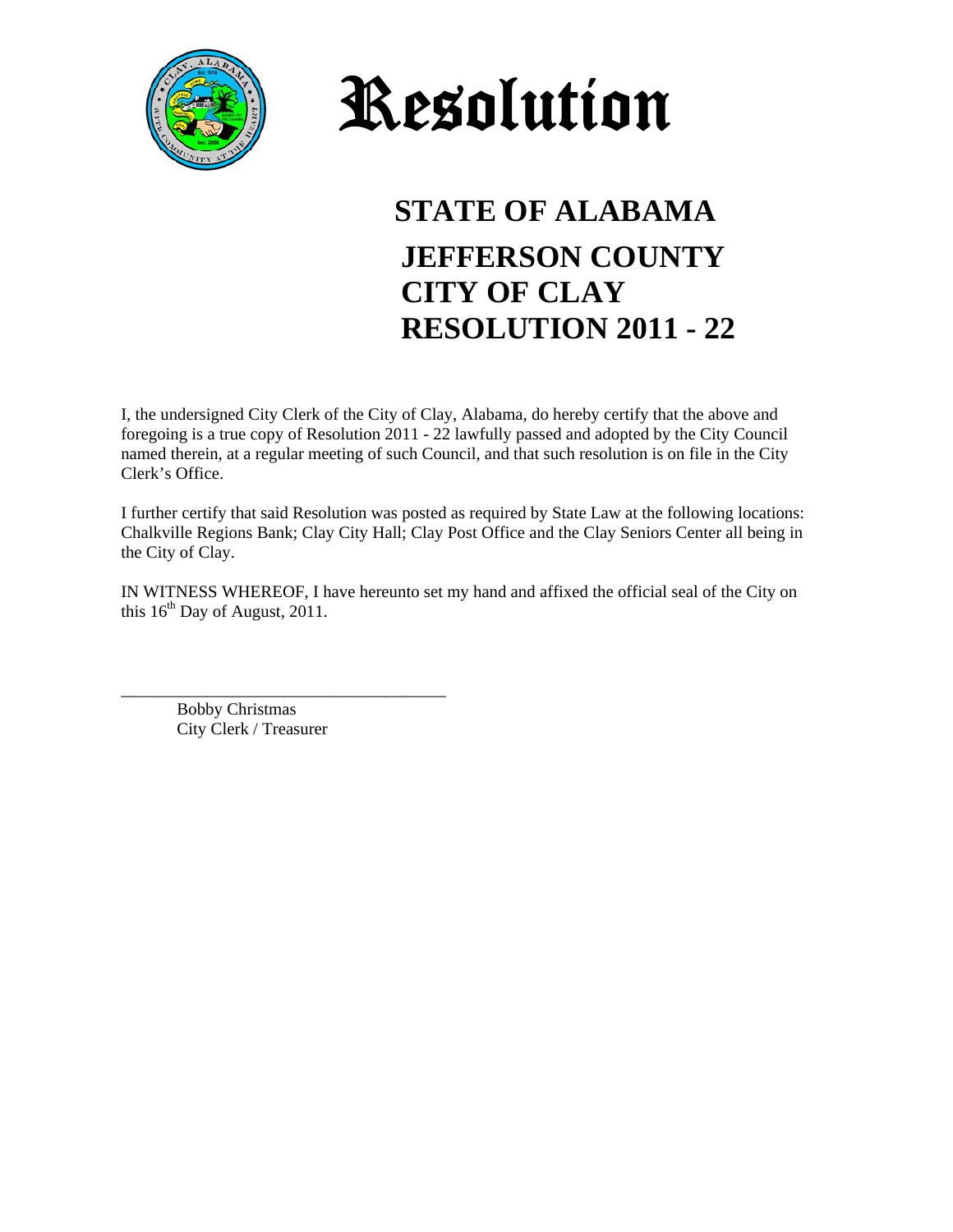# Resolution

## STATE OF ALABAMA
## JEFFERSON COUNTY
## CITY OF CLAY
## RESOLUTION 2011 - 22

I, the undersigned City Clerk of the City of Clay, Alabama, do hereby certify that the above and foregoing is a true copy of Resolution 2011 - 22 lawfully passed and adopted by the City Council named therein, at a regular meeting of such Council, and that such resolution is on file in the City Clerk's Office.

I further certify that said Resolution was posted as required by State Law at the following locations: Chalkville Regions Bank; Clay City Hall; Clay Post Office and the Clay Seniors Center all being in the City of Clay.

IN WITNESS WHEREOF, I have hereunto set my hand and affixed the official seal of the City on this 16th Day of August, 2011.

\_\_\_\_\_\_\_\_\_\_\_\_\_\_\_\_\_\_\_\_\_\_\_\_\_\_\_\_\_\_\_\_\_\_\_\_\_\_

Bobby Christmas
City Clerk / Treasurer